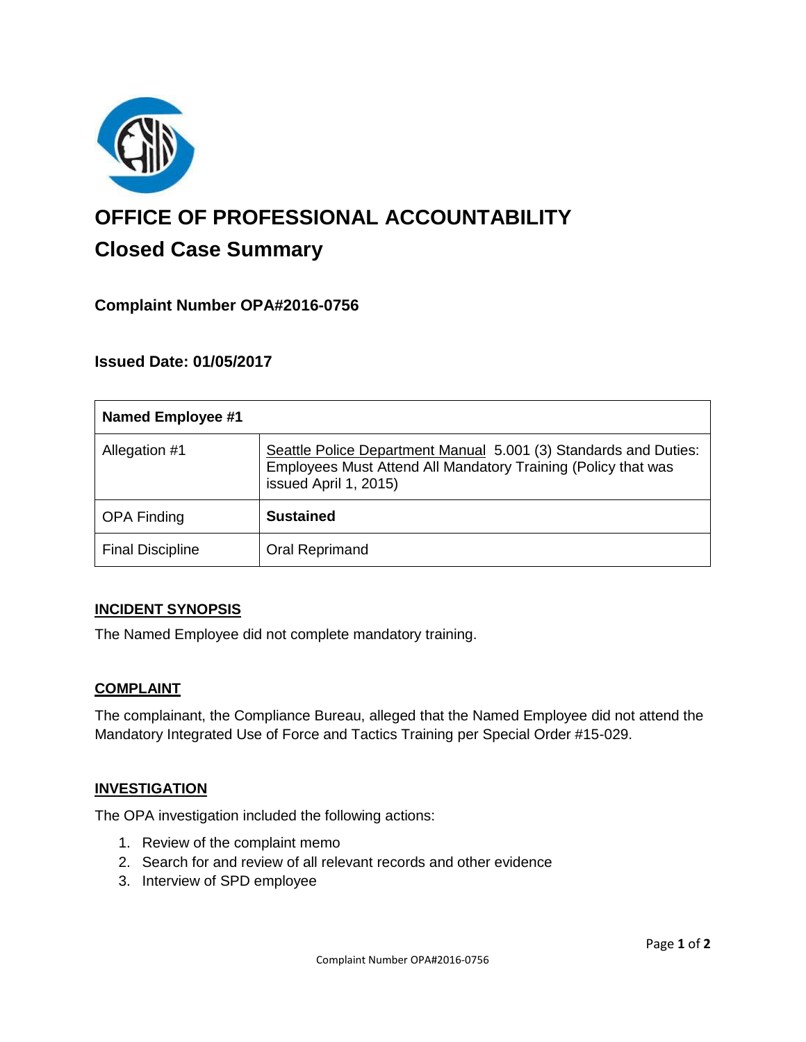# OFFICE OF PROFESSIONAL ACCOUNTABILITY

## Closed Case Summary

### Complaint Number OPA#2016-0756

### Issued Date: 01/05/2017

| Named Employee #1 | |
|---|---|
| Allegation #1 | Seattle Police Department Manual 5.001 (3) Standards and Duties: Employees Must Attend All Mandatory Training (Policy that was issued April 1, 2015) |
| OPA Finding | **Sustained** |
| Final Discipline | Oral Reprimand |

**INCIDENT SYNOPSIS**

The Named Employee did not complete mandatory training.

**COMPLAINT**

The complainant, the Compliance Bureau, alleged that the Named Employee did not attend the Mandatory Integrated Use of Force and Tactics Training per Special Order #15-029.

**INVESTIGATION**

The OPA investigation included the following actions:

1. Review of the complaint memo
2. Search for and review of all relevant records and other evidence
3. Interview of SPD employee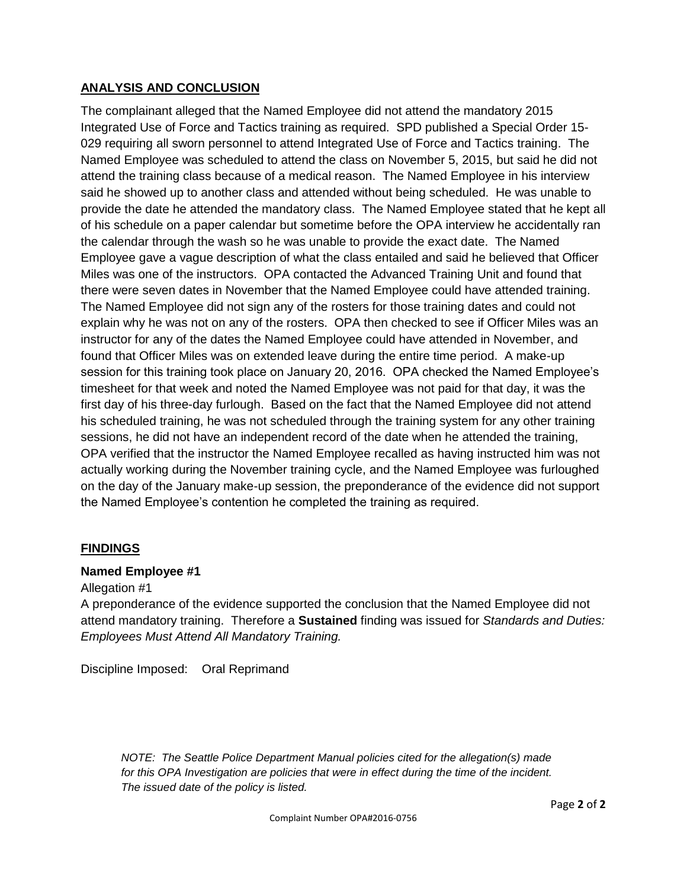## ANALYSIS AND CONCLUSION

The complainant alleged that the Named Employee did not attend the mandatory 2015 Integrated Use of Force and Tactics training as required. SPD published a Special Order 15-029 requiring all sworn personnel to attend Integrated Use of Force and Tactics training. The Named Employee was scheduled to attend the class on November 5, 2015, but said he did not attend the training class because of a medical reason. The Named Employee in his interview said he showed up to another class and attended without being scheduled. He was unable to provide the date he attended the mandatory class. The Named Employee stated that he kept all of his schedule on a paper calendar but sometime before the OPA interview he accidentally ran the calendar through the wash so he was unable to provide the exact date. The Named Employee gave a vague description of what the class entailed and said he believed that Officer Miles was one of the instructors. OPA contacted the Advanced Training Unit and found that there were seven dates in November that the Named Employee could have attended training. The Named Employee did not sign any of the rosters for those training dates and could not explain why he was not on any of the rosters. OPA then checked to see if Officer Miles was an instructor for any of the dates the Named Employee could have attended in November, and found that Officer Miles was on extended leave during the entire time period. A make-up session for this training took place on January 20, 2016. OPA checked the Named Employee's timesheet for that week and noted the Named Employee was not paid for that day, it was the first day of his three-day furlough. Based on the fact that the Named Employee did not attend his scheduled training, he was not scheduled through the training system for any other training sessions, he did not have an independent record of the date when he attended the training, OPA verified that the instructor the Named Employee recalled as having instructed him was not actually working during the November training cycle, and the Named Employee was furloughed on the day of the January make-up session, the preponderance of the evidence did not support the Named Employee's contention he completed the training as required.

## FINDINGS

**Named Employee #1**

Allegation #1

A preponderance of the evidence supported the conclusion that the Named Employee did not attend mandatory training. Therefore a **Sustained** finding was issued for *Standards and Duties: Employees Must Attend All Mandatory Training.*

Discipline Imposed: Oral Reprimand

*NOTE: The Seattle Police Department Manual policies cited for the allegation(s) made for this OPA Investigation are policies that were in effect during the time of the incident. The issued date of the policy is listed.*

Complaint Number OPA#2016-0756